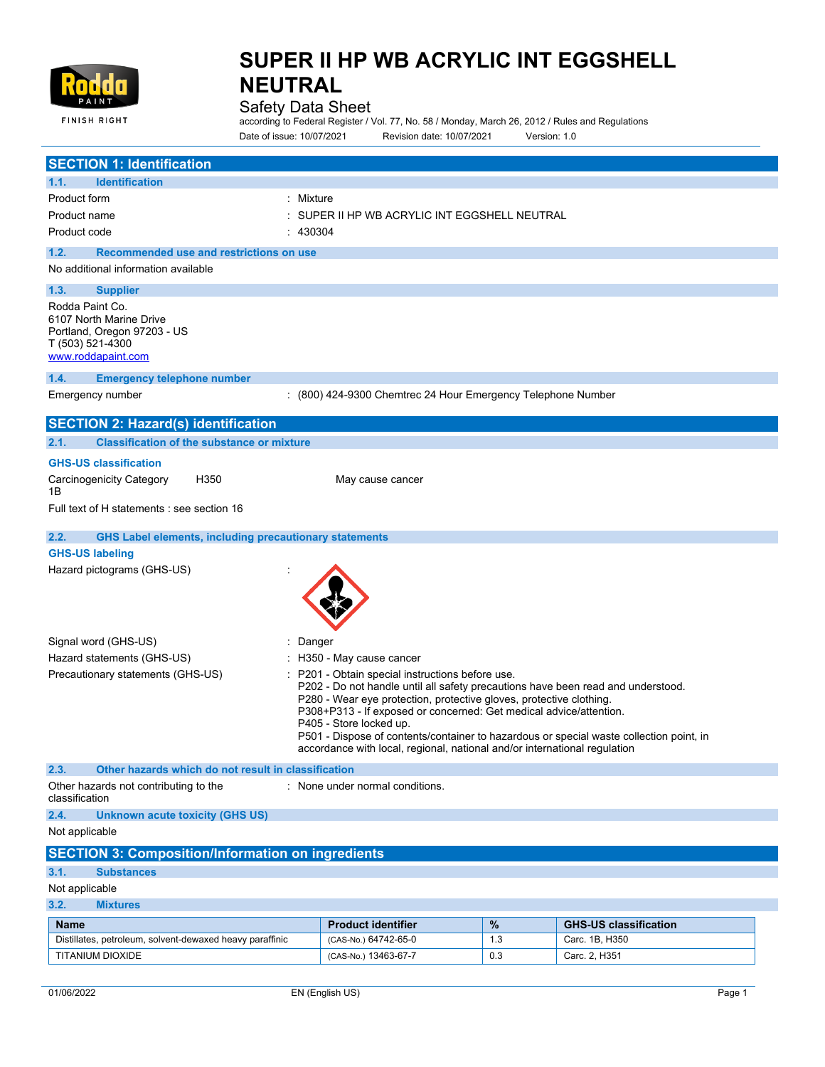# SUPER II HP WB ACRYLIC INT EGGSHELL NEUTRAL

Safety Data Sheet

according to Federal Register / Vol. 77, No. 58 / Monday, March 26, 2012 / Rules and Regulations

Date of issue: 10/07/2021 Revision date: 10/07/2021 Version: 1.0

## SECTION 1: Identification

### 1.1. Identification

Product form : Mixture

Product name : SUPER II HP WB ACRYLIC INT EGGSHELL NEUTRAL

Product code : 430304

### 1.2. Recommended use and restrictions on use

No additional information available

### 1.3. Supplier

Rodda Paint Co.
6107 North Marine Drive
Portland, Oregon 97203 - US
T (503) 521-4300
www.roddapaint.com

### 1.4. Emergency telephone number

Emergency number : (800) 424-9300 Chemtrec 24 Hour Emergency Telephone Number

## SECTION 2: Hazard(s) identification

### 2.1. Classification of the substance or mixture

**GHS-US classification**

Carcinogenicity Category 1B H350 May cause cancer

Full text of H statements : see section 16

### 2.2. GHS Label elements, including precautionary statements

**GHS-US labeling**

Hazard pictograms (GHS-US) :

Signal word (GHS-US) : Danger

Hazard statements (GHS-US) : H350 - May cause cancer

Precautionary statements (GHS-US) : P201 - Obtain special instructions before use.
P202 - Do not handle until all safety precautions have been read and understood.
P280 - Wear eye protection, protective gloves, protective clothing.
P308+P313 - If exposed or concerned: Get medical advice/attention.
P405 - Store locked up.
P501 - Dispose of contents/container to hazardous or special waste collection point, in accordance with local, regional, national and/or international regulation

### 2.3. Other hazards which do not result in classification

Other hazards not contributing to the classification : None under normal conditions.

### 2.4. Unknown acute toxicity (GHS US)

Not applicable

## SECTION 3: Composition/Information on ingredients

### 3.1. Substances

Not applicable

### 3.2. Mixtures

| Name | Product identifier | % | GHS-US classification |
|---|---|---|---|
| Distillates, petroleum, solvent-dewaxed heavy paraffinic | (CAS-No.) 64742-65-0 | 1.3 | Carc. 1B, H350 |
| TITANIUM DIOXIDE | (CAS-No.) 13463-67-7 | 0.3 | Carc. 2, H351 |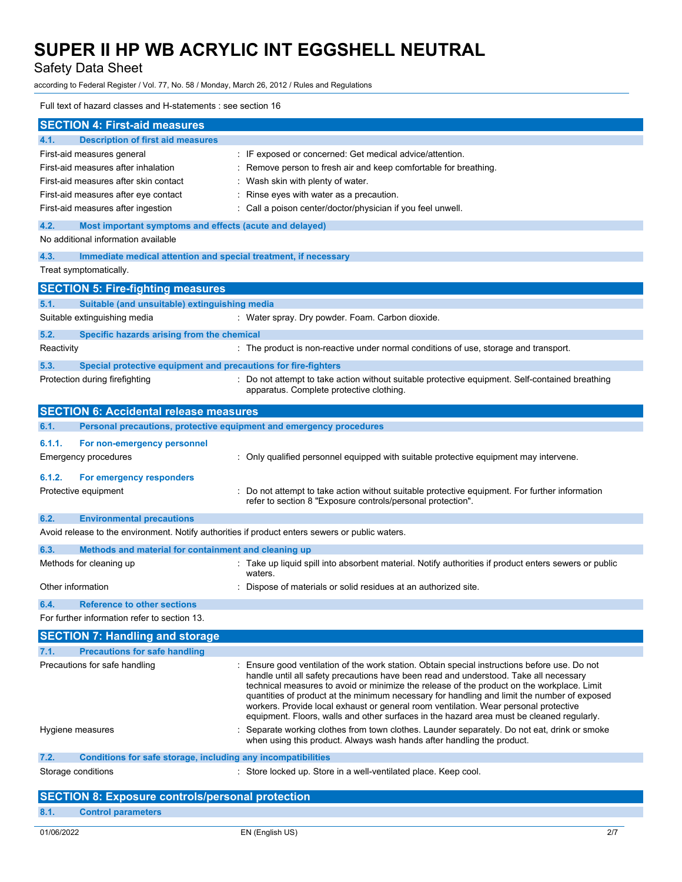Full text of hazard classes and H-statements : see section 16

## SECTION 4: First-aid measures

### 4.1. Description of first aid measures

| | |
|---|---|
| First-aid measures general | : IF exposed or concerned: Get medical advice/attention. |
| First-aid measures after inhalation | : Remove person to fresh air and keep comfortable for breathing. |
| First-aid measures after skin contact | : Wash skin with plenty of water. |
| First-aid measures after eye contact | : Rinse eyes with water as a precaution. |
| First-aid measures after ingestion | : Call a poison center/doctor/physician if you feel unwell. |

### 4.2. Most important symptoms and effects (acute and delayed)

No additional information available

### 4.3. Immediate medical attention and special treatment, if necessary

Treat symptomatically.

## SECTION 5: Fire-fighting measures

### 5.1. Suitable (and unsuitable) extinguishing media

| | |
|---|---|
| Suitable extinguishing media | : Water spray. Dry powder. Foam. Carbon dioxide. |

### 5.2. Specific hazards arising from the chemical

| | |
|---|---|
| Reactivity | : The product is non-reactive under normal conditions of use, storage and transport. |

### 5.3. Special protective equipment and precautions for fire-fighters

| | |
|---|---|
| Protection during firefighting | : Do not attempt to take action without suitable protective equipment. Self-contained breathing apparatus. Complete protective clothing. |

## SECTION 6: Accidental release measures

### 6.1. Personal precautions, protective equipment and emergency procedures

#### 6.1.1. For non-emergency personnel

| | |
|---|---|
| Emergency procedures | : Only qualified personnel equipped with suitable protective equipment may intervene. |

#### 6.1.2. For emergency responders

| | |
|---|---|
| Protective equipment | : Do not attempt to take action without suitable protective equipment. For further information refer to section 8 "Exposure controls/personal protection". |

### 6.2. Environmental precautions

Avoid release to the environment. Notify authorities if product enters sewers or public waters.

### 6.3. Methods and material for containment and cleaning up

| | |
|---|---|
| Methods for cleaning up | : Take up liquid spill into absorbent material. Notify authorities if product enters sewers or public waters. |
| Other information | : Dispose of materials or solid residues at an authorized site. |

### 6.4. Reference to other sections

For further information refer to section 13.

## SECTION 7: Handling and storage

### 7.1. Precautions for safe handling

| | |
|---|---|
| Precautions for safe handling | : Ensure good ventilation of the work station. Obtain special instructions before use. Do not handle until all safety precautions have been read and understood. Take all necessary technical measures to avoid or minimize the release of the product on the workplace. Limit quantities of product at the minimum necessary for handling and limit the number of exposed workers. Provide local exhaust or general room ventilation. Wear personal protective equipment. Floors, walls and other surfaces in the hazard area must be cleaned regularly. |
| Hygiene measures | : Separate working clothes from town clothes. Launder separately. Do not eat, drink or smoke when using this product. Always wash hands after handling the product. |

### 7.2. Conditions for safe storage, including any incompatibilities

| | |
|---|---|
| Storage conditions | : Store locked up. Store in a well-ventilated place. Keep cool. |

## SECTION 8: Exposure controls/personal protection

### 8.1. Control parameters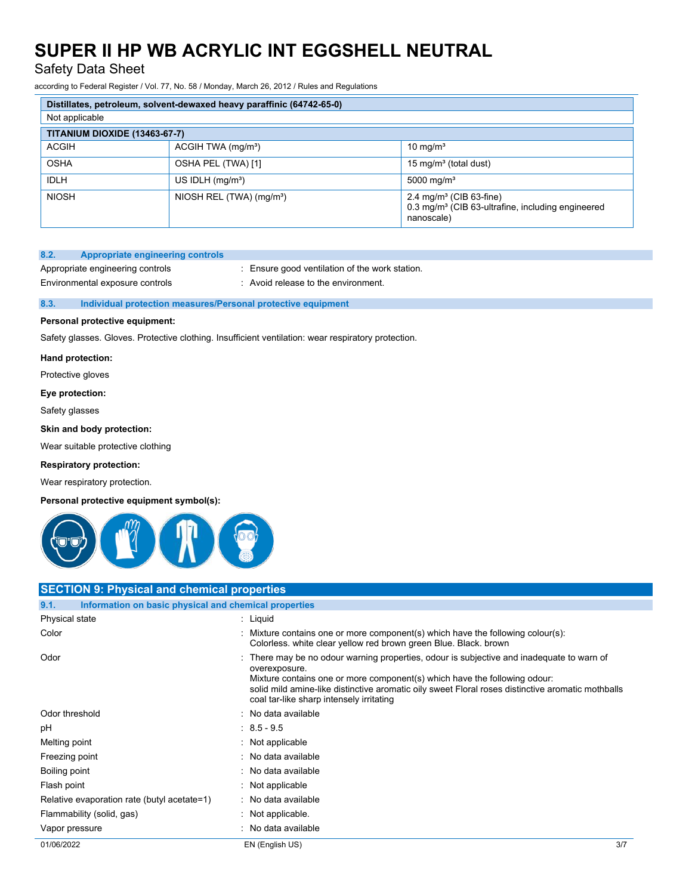| Distillates, petroleum, solvent-dewaxed heavy paraffinic (64742-65-0) | | |
|---|---|---|
| Not applicable | | |
| **TITANIUM DIOXIDE (13463-67-7)** | | |
| ACGIH | ACGIH TWA (mg/m³) | 10 mg/m³ |
| OSHA | OSHA PEL (TWA) [1] | 15 mg/m³ (total dust) |
| IDLH | US IDLH (mg/m³) | 5000 mg/m³ |
| NIOSH | NIOSH REL (TWA) (mg/m³) | 2.4 mg/m³ (CIB 63-fine)<br>0.3 mg/m³ (CIB 63-ultrafine, including engineered nanoscale) |

### 8.2. Appropriate engineering controls

Appropriate engineering controls : Ensure good ventilation of the work station.

Environmental exposure controls : Avoid release to the environment.

### 8.3. Individual protection measures/Personal protective equipment

**Personal protective equipment:**

Safety glasses. Gloves. Protective clothing. Insufficient ventilation: wear respiratory protection.

**Hand protection:**

Protective gloves

**Eye protection:**

Safety glasses

**Skin and body protection:**

Wear suitable protective clothing

**Respiratory protection:**

Wear respiratory protection.

**Personal protective equipment symbol(s):**

## SECTION 9: Physical and chemical properties

### 9.1. Information on basic physical and chemical properties

| Property | Value |
|---|---|
| Physical state | Liquid |
| Color | Mixture contains one or more component(s) which have the following colour(s): Colorless. white clear yellow red brown green Blue. Black. brown |
| Odor | There may be no odour warning properties, odour is subjective and inadequate to warn of overexposure.<br>Mixture contains one or more component(s) which have the following odour: solid mild amine-like distinctive aromatic oily sweet Floral roses distinctive aromatic mothballs coal tar-like sharp intensely irritating |
| Odor threshold | No data available |
| pH | 8.5 - 9.5 |
| Melting point | Not applicable |
| Freezing point | No data available |
| Boiling point | No data available |
| Flash point | Not applicable |
| Relative evaporation rate (butyl acetate=1) | No data available |
| Flammability (solid, gas) | Not applicable. |
| Vapor pressure | No data available |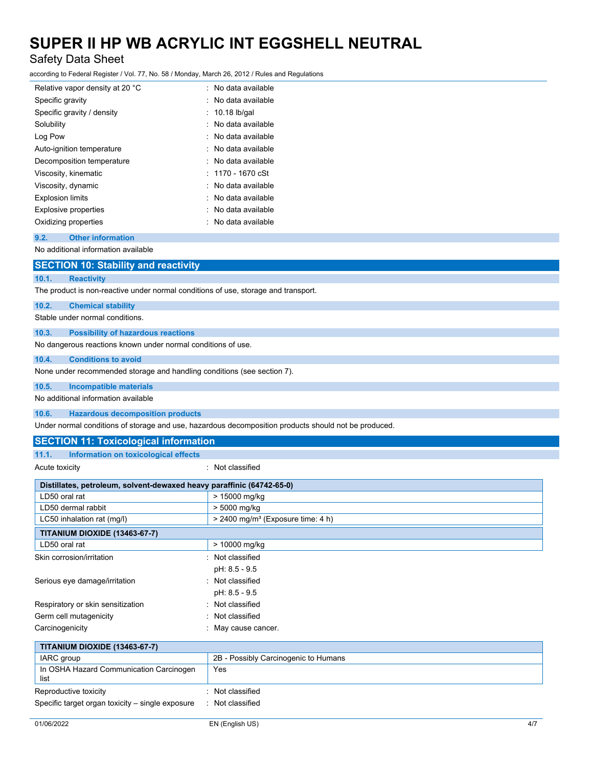| | |
|---|---|
| Relative vapor density at 20 °C | : No data available |
| Specific gravity | : No data available |
| Specific gravity / density | : 10.18 lb/gal |
| Solubility | : No data available |
| Log Pow | : No data available |
| Auto-ignition temperature | : No data available |
| Decomposition temperature | : No data available |
| Viscosity, kinematic | : 1170 - 1670 cSt |
| Viscosity, dynamic | : No data available |
| Explosion limits | : No data available |
| Explosive properties | : No data available |
| Oxidizing properties | : No data available |

### 9.2. Other information

No additional information available

## SECTION 10: Stability and reactivity

### 10.1. Reactivity

The product is non-reactive under normal conditions of use, storage and transport.

### 10.2. Chemical stability

Stable under normal conditions.

### 10.3. Possibility of hazardous reactions

No dangerous reactions known under normal conditions of use.

### 10.4. Conditions to avoid

None under recommended storage and handling conditions (see section 7).

### 10.5. Incompatible materials

No additional information available

### 10.6. Hazardous decomposition products

Under normal conditions of storage and use, hazardous decomposition products should not be produced.

## SECTION 11: Toxicological information

### 11.1. Information on toxicological effects

Acute toxicity : Not classified

| **Distillates, petroleum, solvent-dewaxed heavy paraffinic (64742-65-0)** | |
|---|---|
| LD50 oral rat | > 15000 mg/kg |
| LD50 dermal rabbit | > 5000 mg/kg |
| LC50 inhalation rat (mg/l) | > 2400 mg/m³ (Exposure time: 4 h) |
| **TITANIUM DIOXIDE (13463-67-7)** | |
| LD50 oral rat | > 10000 mg/kg |

| | |
|---|---|
| Skin corrosion/irritation | : Not classified<br>pH: 8.5 - 9.5 |
| Serious eye damage/irritation | : Not classified<br>pH: 8.5 - 9.5 |
| Respiratory or skin sensitization | : Not classified |
| Germ cell mutagenicity | : Not classified |
| Carcinogenicity | : May cause cancer. |

| **TITANIUM DIOXIDE (13463-67-7)** | |
|---|---|
| IARC group | 2B - Possibly Carcinogenic to Humans |
| In OSHA Hazard Communication Carcinogen list | Yes |

| | |
|---|---|
| Reproductive toxicity | : Not classified |
| Specific target organ toxicity – single exposure | : Not classified |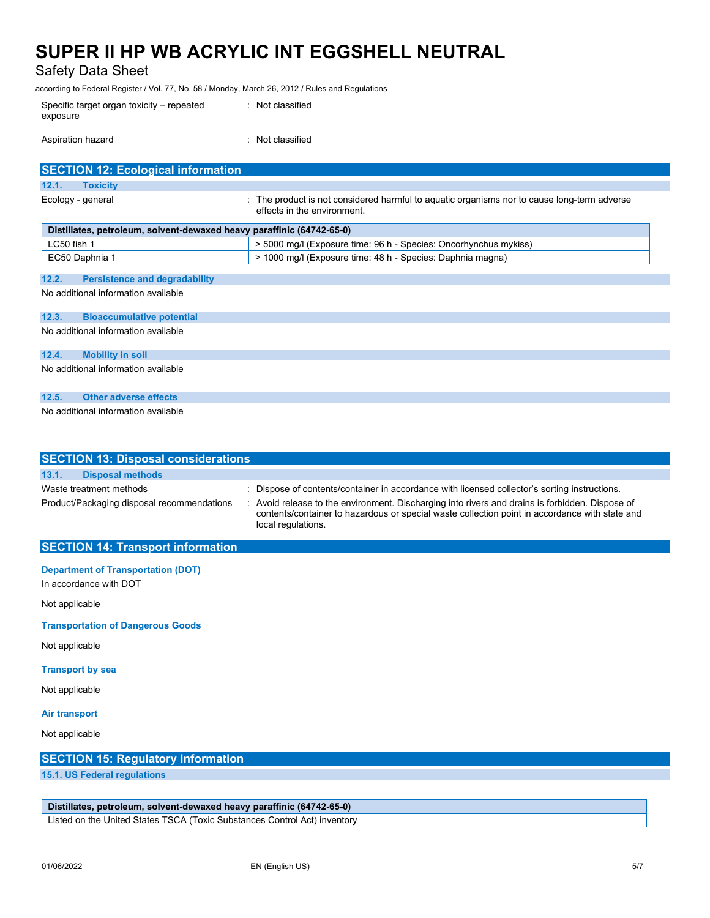| | |
|---|---|
| Specific target organ toxicity – repeated exposure | : Not classified |
| Aspiration hazard | : Not classified |

## SECTION 12: Ecological information

### 12.1. Toxicity

Ecology - general : The product is not considered harmful to aquatic organisms nor to cause long-term adverse effects in the environment.

| Distillates, petroleum, solvent-dewaxed heavy paraffinic (64742-65-0) | |
|---|---|
| LC50 fish 1 | > 5000 mg/l (Exposure time: 96 h - Species: Oncorhynchus mykiss) |
| EC50 Daphnia 1 | > 1000 mg/l (Exposure time: 48 h - Species: Daphnia magna) |

### 12.2. Persistence and degradability

No additional information available

### 12.3. Bioaccumulative potential

No additional information available

### 12.4. Mobility in soil

No additional information available

### 12.5. Other adverse effects

No additional information available

## SECTION 13: Disposal considerations

### 13.1. Disposal methods

| | |
|---|---|
| Waste treatment methods | : Dispose of contents/container in accordance with licensed collector's sorting instructions. |
| Product/Packaging disposal recommendations | : Avoid release to the environment. Discharging into rivers and drains is forbidden. Dispose of contents/container to hazardous or special waste collection point in accordance with state and local regulations. |

## SECTION 14: Transport information

**Department of Transportation (DOT)**

In accordance with DOT

Not applicable

**Transportation of Dangerous Goods**

Not applicable

**Transport by sea**

Not applicable

**Air transport**

Not applicable

## SECTION 15: Regulatory information

### 15.1. US Federal regulations

| Distillates, petroleum, solvent-dewaxed heavy paraffinic (64742-65-0) |
|---|
| Listed on the United States TSCA (Toxic Substances Control Act) inventory |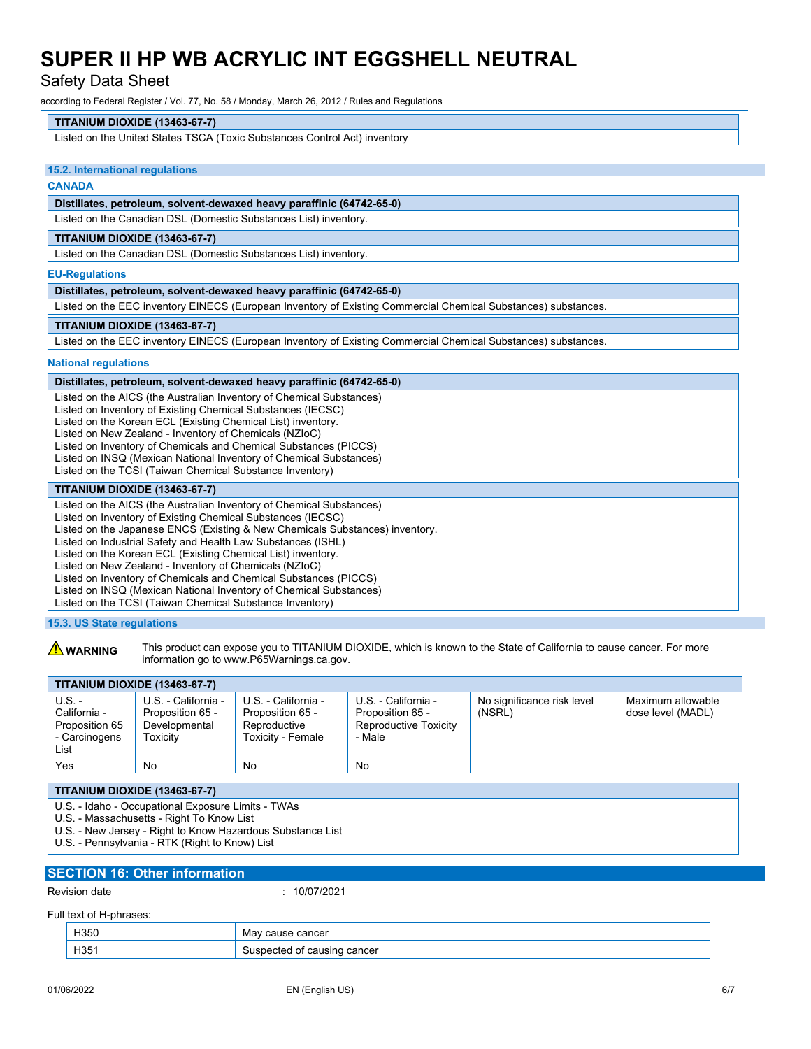| TITANIUM DIOXIDE (13463-67-7) |
|---|
| Listed on the United States TSCA (Toxic Substances Control Act) inventory |

### 15.2. International regulations

**CANADA**

| Distillates, petroleum, solvent-dewaxed heavy paraffinic (64742-65-0) |
|---|
| Listed on the Canadian DSL (Domestic Substances List) inventory. |

| TITANIUM DIOXIDE (13463-67-7) |
|---|
| Listed on the Canadian DSL (Domestic Substances List) inventory. |

**EU-Regulations**

| Distillates, petroleum, solvent-dewaxed heavy paraffinic (64742-65-0) |
|---|
| Listed on the EEC inventory EINECS (European Inventory of Existing Commercial Chemical Substances) substances. |

| TITANIUM DIOXIDE (13463-67-7) |
|---|
| Listed on the EEC inventory EINECS (European Inventory of Existing Commercial Chemical Substances) substances. |

**National regulations**

| Distillates, petroleum, solvent-dewaxed heavy paraffinic (64742-65-0) |
|---|
| Listed on the AICS (the Australian Inventory of Chemical Substances)<br>Listed on Inventory of Existing Chemical Substances (IECSC)<br>Listed on the Korean ECL (Existing Chemical List) inventory.<br>Listed on New Zealand - Inventory of Chemicals (NZIoC)<br>Listed on Inventory of Chemicals and Chemical Substances (PICCS)<br>Listed on INSQ (Mexican National Inventory of Chemical Substances)<br>Listed on the TCSI (Taiwan Chemical Substance Inventory) |

| TITANIUM DIOXIDE (13463-67-7) |
|---|
| Listed on the AICS (the Australian Inventory of Chemical Substances)<br>Listed on Inventory of Existing Chemical Substances (IECSC)<br>Listed on the Japanese ENCS (Existing & New Chemicals Substances) inventory.<br>Listed on Industrial Safety and Health Law Substances (ISHL)<br>Listed on the Korean ECL (Existing Chemical List) inventory.<br>Listed on New Zealand - Inventory of Chemicals (NZIoC)<br>Listed on Inventory of Chemicals and Chemical Substances (PICCS)<br>Listed on INSQ (Mexican National Inventory of Chemical Substances)<br>Listed on the TCSI (Taiwan Chemical Substance Inventory) |

### 15.3. US State regulations

⚠ **WARNING** This product can expose you to TITANIUM DIOXIDE, which is known to the State of California to cause cancer. For more information go to www.P65Warnings.ca.gov.

| TITANIUM DIOXIDE (13463-67-7) | | | | | |
|---|---|---|---|---|---|
| U.S. - California - Proposition 65 - Carcinogens List | U.S. - California - Proposition 65 - Developmental Toxicity | U.S. - California - Proposition 65 - Reproductive Toxicity - Female | U.S. - California - Proposition 65 - Reproductive Toxicity - Male | No significance risk level (NSRL) | Maximum allowable dose level (MADL) |
| Yes | No | No | No | | |

| TITANIUM DIOXIDE (13463-67-7) |
|---|
| U.S. - Idaho - Occupational Exposure Limits - TWAs<br>U.S. - Massachusetts - Right To Know List<br>U.S. - New Jersey - Right to Know Hazardous Substance List<br>U.S. - Pennsylvania - RTK (Right to Know) List |

## SECTION 16: Other information

Revision date : 10/07/2021

Full text of H-phrases:

| | |
|---|---|
| H350 | May cause cancer |
| H351 | Suspected of causing cancer |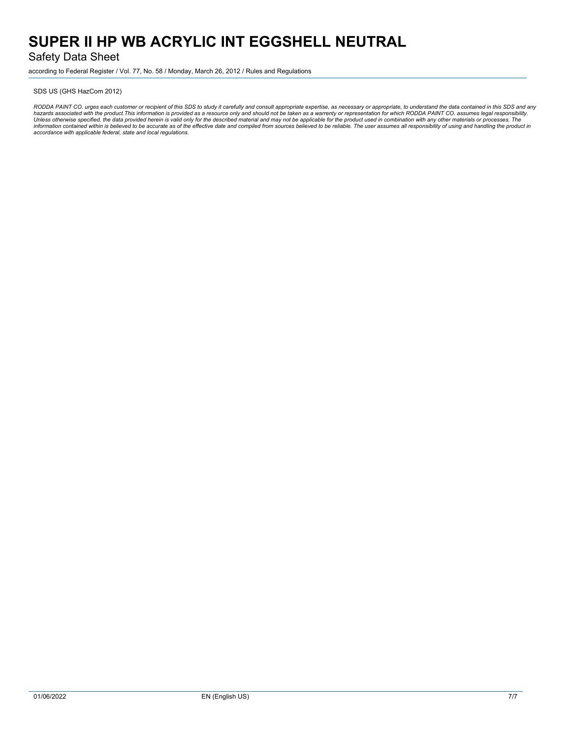SDS US (GHS HazCom 2012)

*RODDA PAINT CO. urges each customer or recipient of this SDS to study it carefully and consult appropriate expertise, as necessary or appropriate, to understand the data contained in this SDS and any hazards associated with the product.This information is provided as a resource only and should not be taken as a warrenty or representation for which RODDA PAINT CO. assumes legal responsibility. Unless otherwise specified, the data provided herein is valid only for the described material and may not be applicable for the product used in combination with any other materials or processes. The information contained within is believed to be accurate as of the effective date and compiled from sources believed to be reliable. The user assumes all responsibility of using and handling the product in accordance with applicable federal, state and local regulations.*